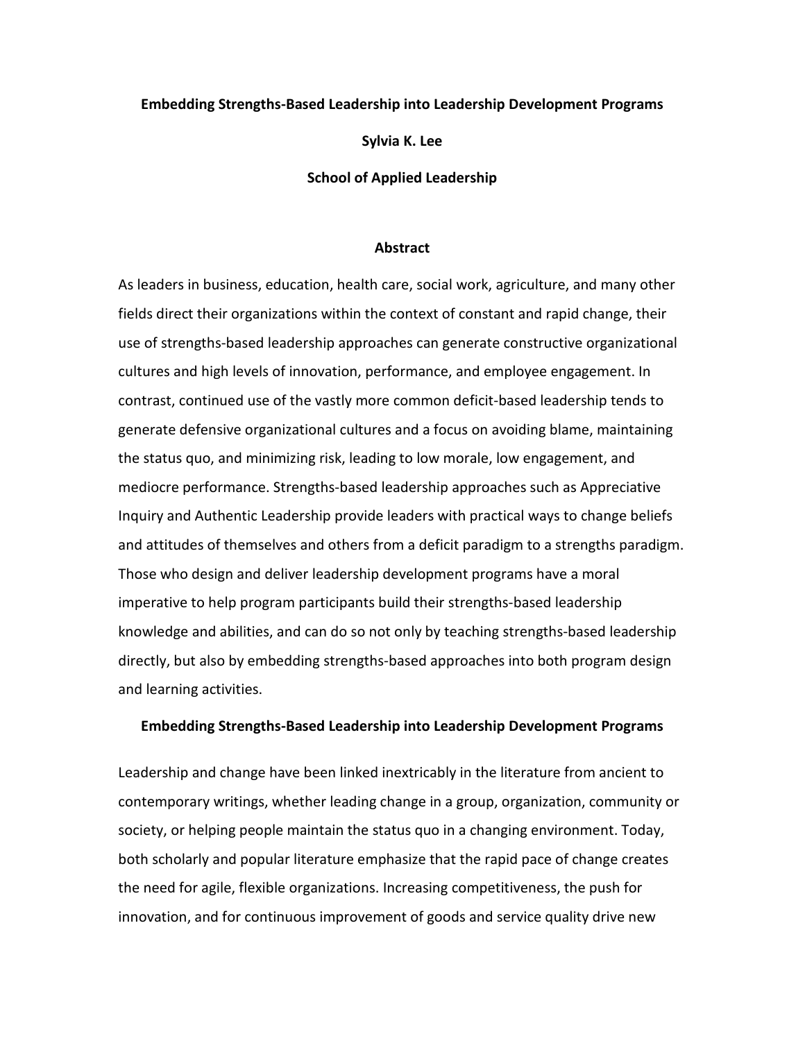# Embedding Strengths-Based Leadership into Leadership Development Programs

**Sylvia K. Lee**

**School of Applied Leadership**

## Abstract

As leaders in business, education, health care, social work, agriculture, and many other fields direct their organizations within the context of constant and rapid change, their use of strengths-based leadership approaches can generate constructive organizational cultures and high levels of innovation, performance, and employee engagement. In contrast, continued use of the vastly more common deficit-based leadership tends to generate defensive organizational cultures and a focus on avoiding blame, maintaining the status quo, and minimizing risk, leading to low morale, low engagement, and mediocre performance. Strengths-based leadership approaches such as Appreciative Inquiry and Authentic Leadership provide leaders with practical ways to change beliefs and attitudes of themselves and others from a deficit paradigm to a strengths paradigm. Those who design and deliver leadership development programs have a moral imperative to help program participants build their strengths-based leadership knowledge and abilities, and can do so not only by teaching strengths-based leadership directly, but also by embedding strengths-based approaches into both program design and learning activities.

## Embedding Strengths-Based Leadership into Leadership Development Programs

Leadership and change have been linked inextricably in the literature from ancient to contemporary writings, whether leading change in a group, organization, community or society, or helping people maintain the status quo in a changing environment. Today, both scholarly and popular literature emphasize that the rapid pace of change creates the need for agile, flexible organizations. Increasing competitiveness, the push for innovation, and for continuous improvement of goods and service quality drive new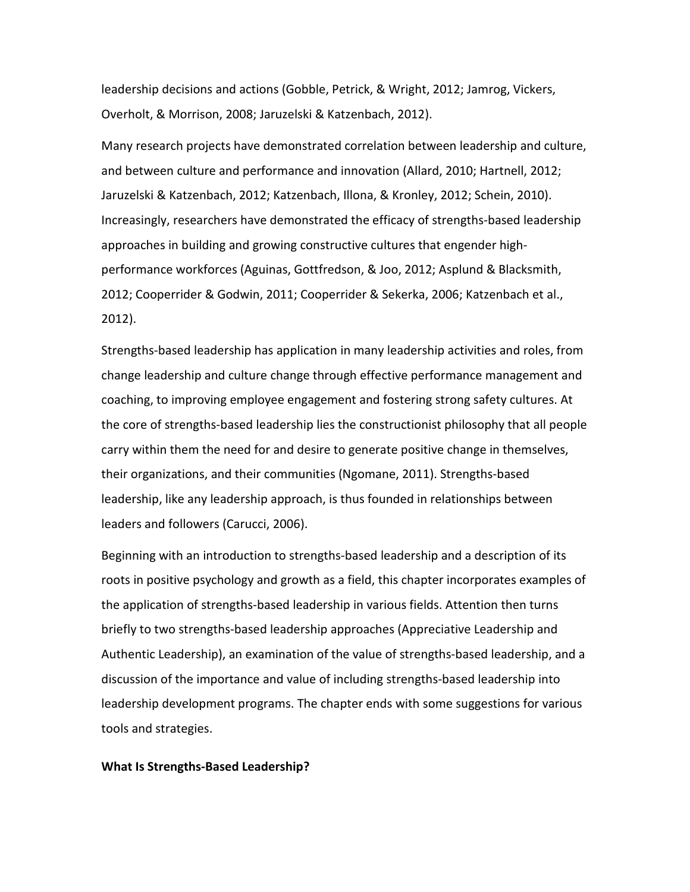leadership decisions and actions (Gobble, Petrick, & Wright, 2012; Jamrog, Vickers, Overholt, & Morrison, 2008; Jaruzelski & Katzenbach, 2012).

Many research projects have demonstrated correlation between leadership and culture, and between culture and performance and innovation (Allard, 2010; Hartnell, 2012; Jaruzelski & Katzenbach, 2012; Katzenbach, Illona, & Kronley, 2012; Schein, 2010). Increasingly, researchers have demonstrated the efficacy of strengths-based leadership approaches in building and growing constructive cultures that engender high-performance workforces (Aguinas, Gottfredson, & Joo, 2012; Asplund & Blacksmith, 2012; Cooperrider & Godwin, 2011; Cooperrider & Sekerka, 2006; Katzenbach et al., 2012).

Strengths-based leadership has application in many leadership activities and roles, from change leadership and culture change through effective performance management and coaching, to improving employee engagement and fostering strong safety cultures. At the core of strengths-based leadership lies the constructionist philosophy that all people carry within them the need for and desire to generate positive change in themselves, their organizations, and their communities (Ngomane, 2011). Strengths-based leadership, like any leadership approach, is thus founded in relationships between leaders and followers (Carucci, 2006).

Beginning with an introduction to strengths-based leadership and a description of its roots in positive psychology and growth as a field, this chapter incorporates examples of the application of strengths-based leadership in various fields. Attention then turns briefly to two strengths-based leadership approaches (Appreciative Leadership and Authentic Leadership), an examination of the value of strengths-based leadership, and a discussion of the importance and value of including strengths-based leadership into leadership development programs. The chapter ends with some suggestions for various tools and strategies.

## What Is Strengths-Based Leadership?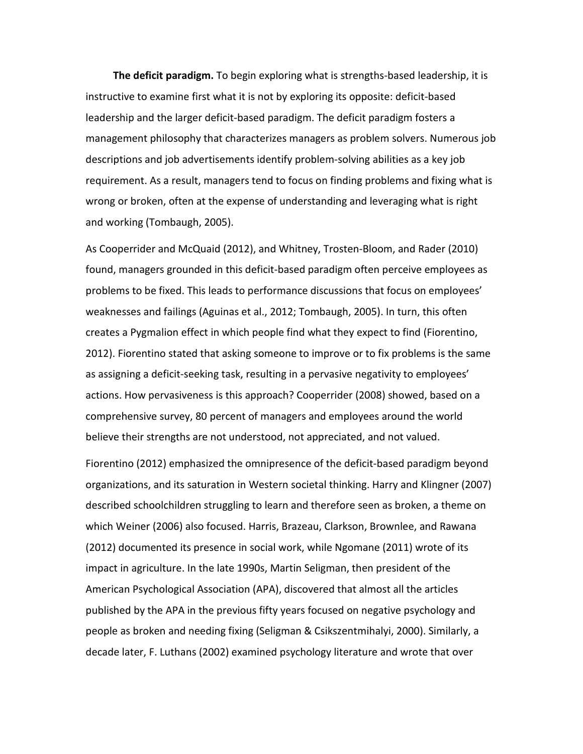**The deficit paradigm.** To begin exploring what is strengths-based leadership, it is instructive to examine first what it is not by exploring its opposite: deficit-based leadership and the larger deficit-based paradigm. The deficit paradigm fosters a management philosophy that characterizes managers as problem solvers. Numerous job descriptions and job advertisements identify problem-solving abilities as a key job requirement. As a result, managers tend to focus on finding problems and fixing what is wrong or broken, often at the expense of understanding and leveraging what is right and working (Tombaugh, 2005).

As Cooperrider and McQuaid (2012), and Whitney, Trosten-Bloom, and Rader (2010) found, managers grounded in this deficit-based paradigm often perceive employees as problems to be fixed. This leads to performance discussions that focus on employees' weaknesses and failings (Aguinas et al., 2012; Tombaugh, 2005). In turn, this often creates a Pygmalion effect in which people find what they expect to find (Fiorentino, 2012). Fiorentino stated that asking someone to improve or to fix problems is the same as assigning a deficit-seeking task, resulting in a pervasive negativity to employees' actions. How pervasiveness is this approach? Cooperrider (2008) showed, based on a comprehensive survey, 80 percent of managers and employees around the world believe their strengths are not understood, not appreciated, and not valued.

Fiorentino (2012) emphasized the omnipresence of the deficit-based paradigm beyond organizations, and its saturation in Western societal thinking. Harry and Klingner (2007) described schoolchildren struggling to learn and therefore seen as broken, a theme on which Weiner (2006) also focused. Harris, Brazeau, Clarkson, Brownlee, and Rawana (2012) documented its presence in social work, while Ngomane (2011) wrote of its impact in agriculture. In the late 1990s, Martin Seligman, then president of the American Psychological Association (APA), discovered that almost all the articles published by the APA in the previous fifty years focused on negative psychology and people as broken and needing fixing (Seligman & Csikszentmihalyi, 2000). Similarly, a decade later, F. Luthans (2002) examined psychology literature and wrote that over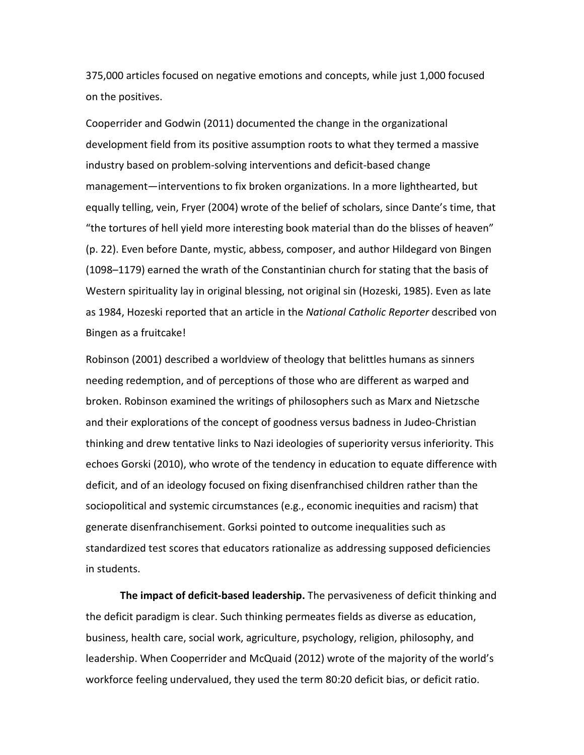375,000 articles focused on negative emotions and concepts, while just 1,000 focused on the positives.

Cooperrider and Godwin (2011) documented the change in the organizational development field from its positive assumption roots to what they termed a massive industry based on problem-solving interventions and deficit-based change management—interventions to fix broken organizations. In a more lighthearted, but equally telling, vein, Fryer (2004) wrote of the belief of scholars, since Dante's time, that "the tortures of hell yield more interesting book material than do the blisses of heaven" (p. 22). Even before Dante, mystic, abbess, composer, and author Hildegard von Bingen (1098–1179) earned the wrath of the Constantinian church for stating that the basis of Western spirituality lay in original blessing, not original sin (Hozeski, 1985). Even as late as 1984, Hozeski reported that an article in the *National Catholic Reporter* described von Bingen as a fruitcake!

Robinson (2001) described a worldview of theology that belittles humans as sinners needing redemption, and of perceptions of those who are different as warped and broken. Robinson examined the writings of philosophers such as Marx and Nietzsche and their explorations of the concept of goodness versus badness in Judeo-Christian thinking and drew tentative links to Nazi ideologies of superiority versus inferiority. This echoes Gorski (2010), who wrote of the tendency in education to equate difference with deficit, and of an ideology focused on fixing disenfranchised children rather than the sociopolitical and systemic circumstances (e.g., economic inequities and racism) that generate disenfranchisement. Gorksi pointed to outcome inequalities such as standardized test scores that educators rationalize as addressing supposed deficiencies in students.

**The impact of deficit-based leadership.** The pervasiveness of deficit thinking and the deficit paradigm is clear. Such thinking permeates fields as diverse as education, business, health care, social work, agriculture, psychology, religion, philosophy, and leadership. When Cooperrider and McQuaid (2012) wrote of the majority of the world's workforce feeling undervalued, they used the term 80:20 deficit bias, or deficit ratio.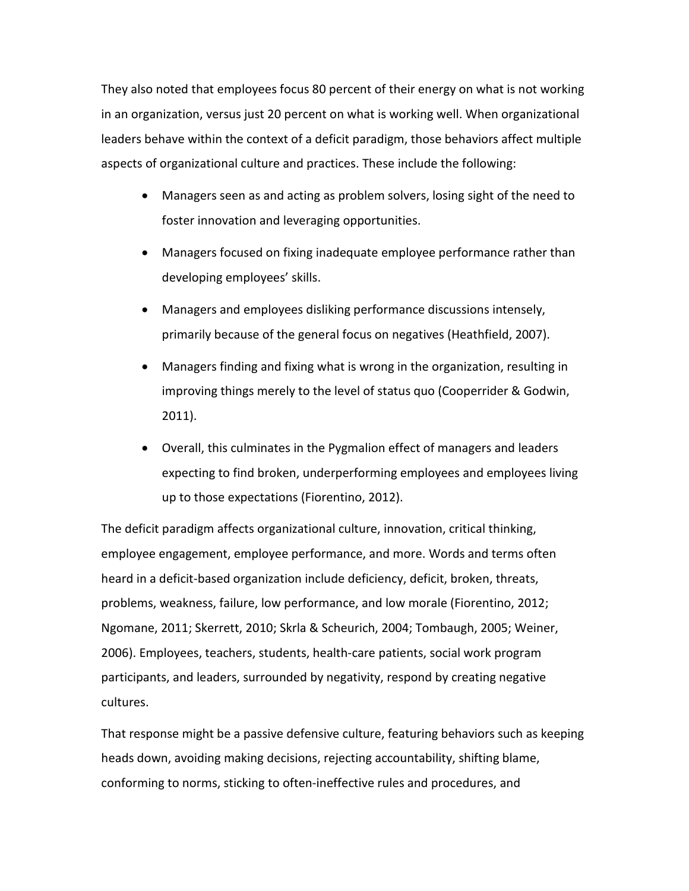They also noted that employees focus 80 percent of their energy on what is not working in an organization, versus just 20 percent on what is working well. When organizational leaders behave within the context of a deficit paradigm, those behaviors affect multiple aspects of organizational culture and practices. These include the following:

- Managers seen as and acting as problem solvers, losing sight of the need to foster innovation and leveraging opportunities.
- Managers focused on fixing inadequate employee performance rather than developing employees' skills.
- Managers and employees disliking performance discussions intensely, primarily because of the general focus on negatives (Heathfield, 2007).
- Managers finding and fixing what is wrong in the organization, resulting in improving things merely to the level of status quo (Cooperrider & Godwin, 2011).
- Overall, this culminates in the Pygmalion effect of managers and leaders expecting to find broken, underperforming employees and employees living up to those expectations (Fiorentino, 2012).

The deficit paradigm affects organizational culture, innovation, critical thinking, employee engagement, employee performance, and more. Words and terms often heard in a deficit-based organization include deficiency, deficit, broken, threats, problems, weakness, failure, low performance, and low morale (Fiorentino, 2012; Ngomane, 2011; Skerrett, 2010; Skrla & Scheurich, 2004; Tombaugh, 2005; Weiner, 2006). Employees, teachers, students, health-care patients, social work program participants, and leaders, surrounded by negativity, respond by creating negative cultures.

That response might be a passive defensive culture, featuring behaviors such as keeping heads down, avoiding making decisions, rejecting accountability, shifting blame, conforming to norms, sticking to often-ineffective rules and procedures, and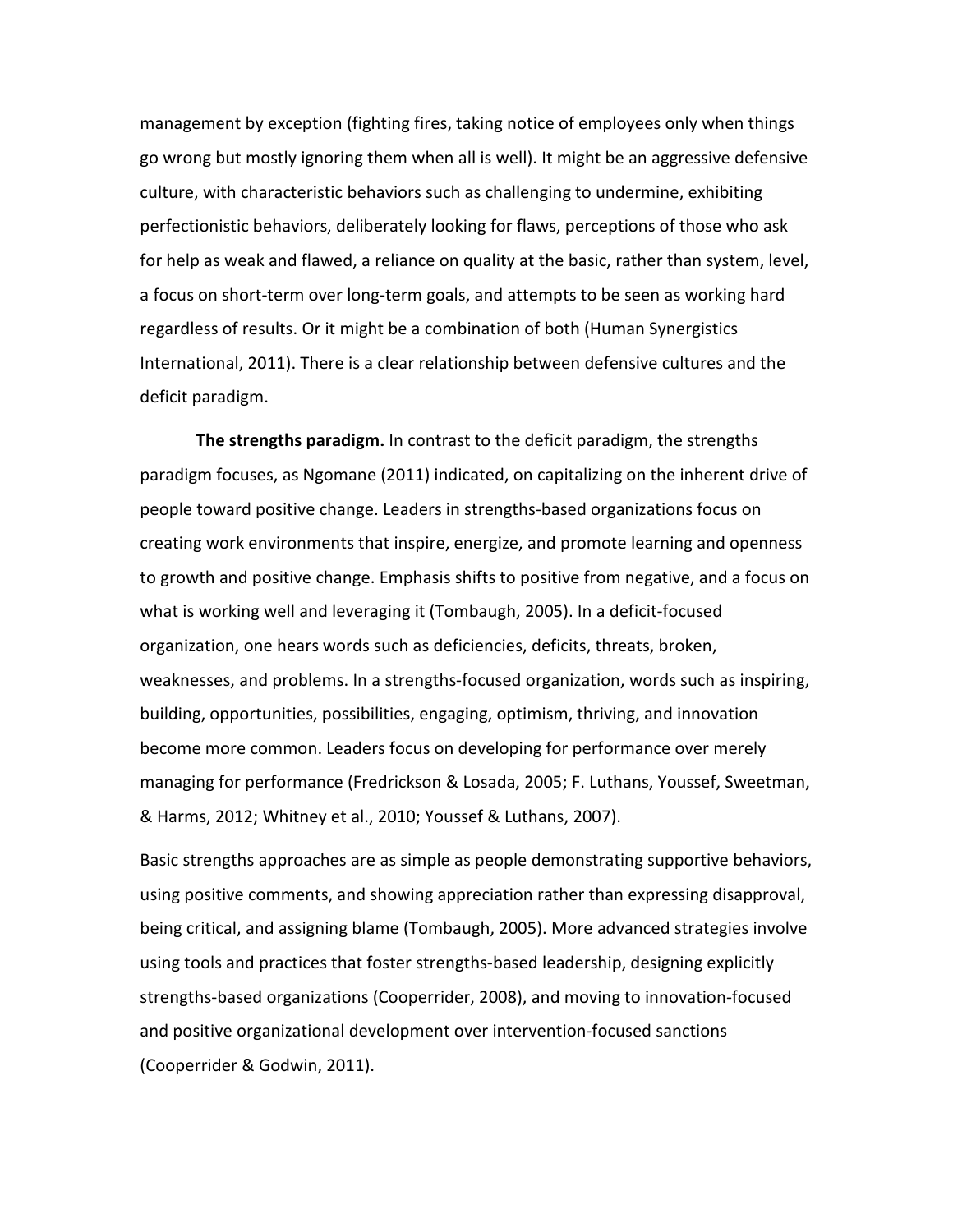management by exception (fighting fires, taking notice of employees only when things go wrong but mostly ignoring them when all is well). It might be an aggressive defensive culture, with characteristic behaviors such as challenging to undermine, exhibiting perfectionistic behaviors, deliberately looking for flaws, perceptions of those who ask for help as weak and flawed, a reliance on quality at the basic, rather than system, level, a focus on short-term over long-term goals, and attempts to be seen as working hard regardless of results. Or it might be a combination of both (Human Synergistics International, 2011). There is a clear relationship between defensive cultures and the deficit paradigm.

**The strengths paradigm.** In contrast to the deficit paradigm, the strengths paradigm focuses, as Ngomane (2011) indicated, on capitalizing on the inherent drive of people toward positive change. Leaders in strengths-based organizations focus on creating work environments that inspire, energize, and promote learning and openness to growth and positive change. Emphasis shifts to positive from negative, and a focus on what is working well and leveraging it (Tombaugh, 2005). In a deficit-focused organization, one hears words such as deficiencies, deficits, threats, broken, weaknesses, and problems. In a strengths-focused organization, words such as inspiring, building, opportunities, possibilities, engaging, optimism, thriving, and innovation become more common. Leaders focus on developing for performance over merely managing for performance (Fredrickson & Losada, 2005; F. Luthans, Youssef, Sweetman, & Harms, 2012; Whitney et al., 2010; Youssef & Luthans, 2007).

Basic strengths approaches are as simple as people demonstrating supportive behaviors, using positive comments, and showing appreciation rather than expressing disapproval, being critical, and assigning blame (Tombaugh, 2005). More advanced strategies involve using tools and practices that foster strengths-based leadership, designing explicitly strengths-based organizations (Cooperrider, 2008), and moving to innovation-focused and positive organizational development over intervention-focused sanctions (Cooperrider & Godwin, 2011).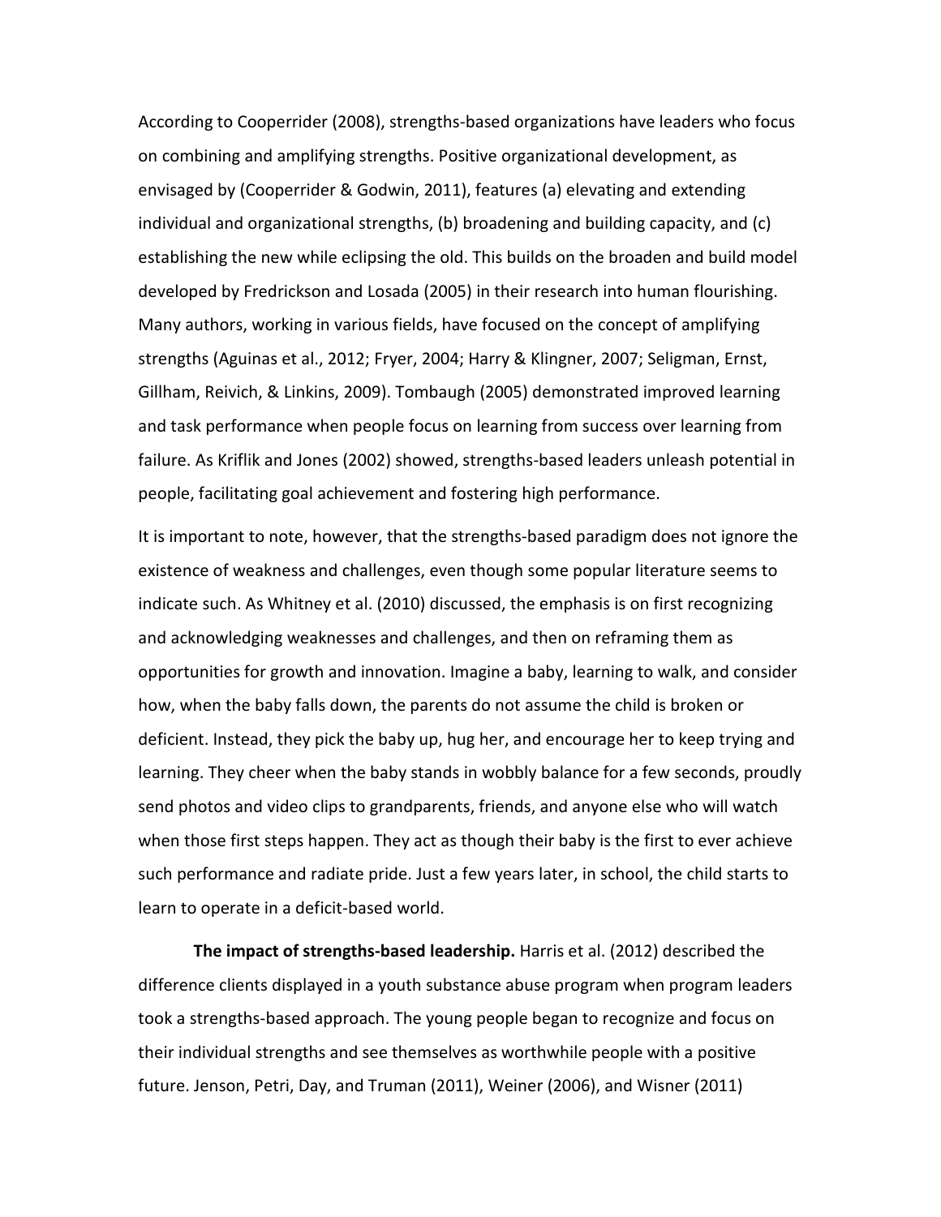According to Cooperrider (2008), strengths-based organizations have leaders who focus on combining and amplifying strengths. Positive organizational development, as envisaged by (Cooperrider & Godwin, 2011), features (a) elevating and extending individual and organizational strengths, (b) broadening and building capacity, and (c) establishing the new while eclipsing the old. This builds on the broaden and build model developed by Fredrickson and Losada (2005) in their research into human flourishing. Many authors, working in various fields, have focused on the concept of amplifying strengths (Aguinas et al., 2012; Fryer, 2004; Harry & Klingner, 2007; Seligman, Ernst, Gillham, Reivich, & Linkins, 2009). Tombaugh (2005) demonstrated improved learning and task performance when people focus on learning from success over learning from failure. As Kriflik and Jones (2002) showed, strengths-based leaders unleash potential in people, facilitating goal achievement and fostering high performance.

It is important to note, however, that the strengths-based paradigm does not ignore the existence of weakness and challenges, even though some popular literature seems to indicate such. As Whitney et al. (2010) discussed, the emphasis is on first recognizing and acknowledging weaknesses and challenges, and then on reframing them as opportunities for growth and innovation. Imagine a baby, learning to walk, and consider how, when the baby falls down, the parents do not assume the child is broken or deficient. Instead, they pick the baby up, hug her, and encourage her to keep trying and learning. They cheer when the baby stands in wobbly balance for a few seconds, proudly send photos and video clips to grandparents, friends, and anyone else who will watch when those first steps happen. They act as though their baby is the first to ever achieve such performance and radiate pride. Just a few years later, in school, the child starts to learn to operate in a deficit-based world.

**The impact of strengths-based leadership.** Harris et al. (2012) described the difference clients displayed in a youth substance abuse program when program leaders took a strengths-based approach. The young people began to recognize and focus on their individual strengths and see themselves as worthwhile people with a positive future. Jenson, Petri, Day, and Truman (2011), Weiner (2006), and Wisner (2011)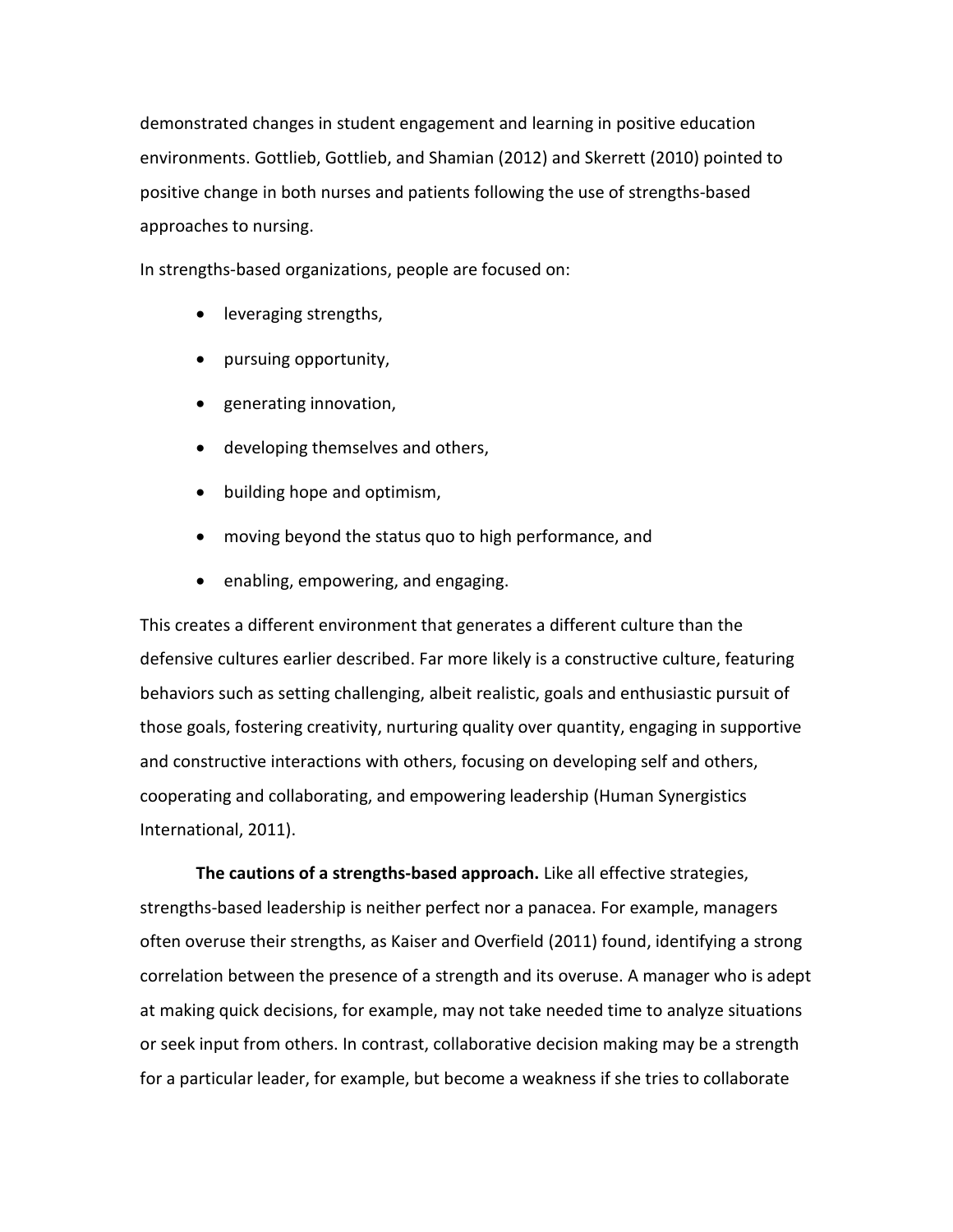demonstrated changes in student engagement and learning in positive education environments. Gottlieb, Gottlieb, and Shamian (2012) and Skerrett (2010) pointed to positive change in both nurses and patients following the use of strengths-based approaches to nursing.

In strengths-based organizations, people are focused on:

- leveraging strengths,
- pursuing opportunity,
- generating innovation,
- developing themselves and others,
- building hope and optimism,
- moving beyond the status quo to high performance, and
- enabling, empowering, and engaging.

This creates a different environment that generates a different culture than the defensive cultures earlier described. Far more likely is a constructive culture, featuring behaviors such as setting challenging, albeit realistic, goals and enthusiastic pursuit of those goals, fostering creativity, nurturing quality over quantity, engaging in supportive and constructive interactions with others, focusing on developing self and others, cooperating and collaborating, and empowering leadership (Human Synergistics International, 2011).

**The cautions of a strengths-based approach.** Like all effective strategies, strengths-based leadership is neither perfect nor a panacea. For example, managers often overuse their strengths, as Kaiser and Overfield (2011) found, identifying a strong correlation between the presence of a strength and its overuse. A manager who is adept at making quick decisions, for example, may not take needed time to analyze situations or seek input from others. In contrast, collaborative decision making may be a strength for a particular leader, for example, but become a weakness if she tries to collaborate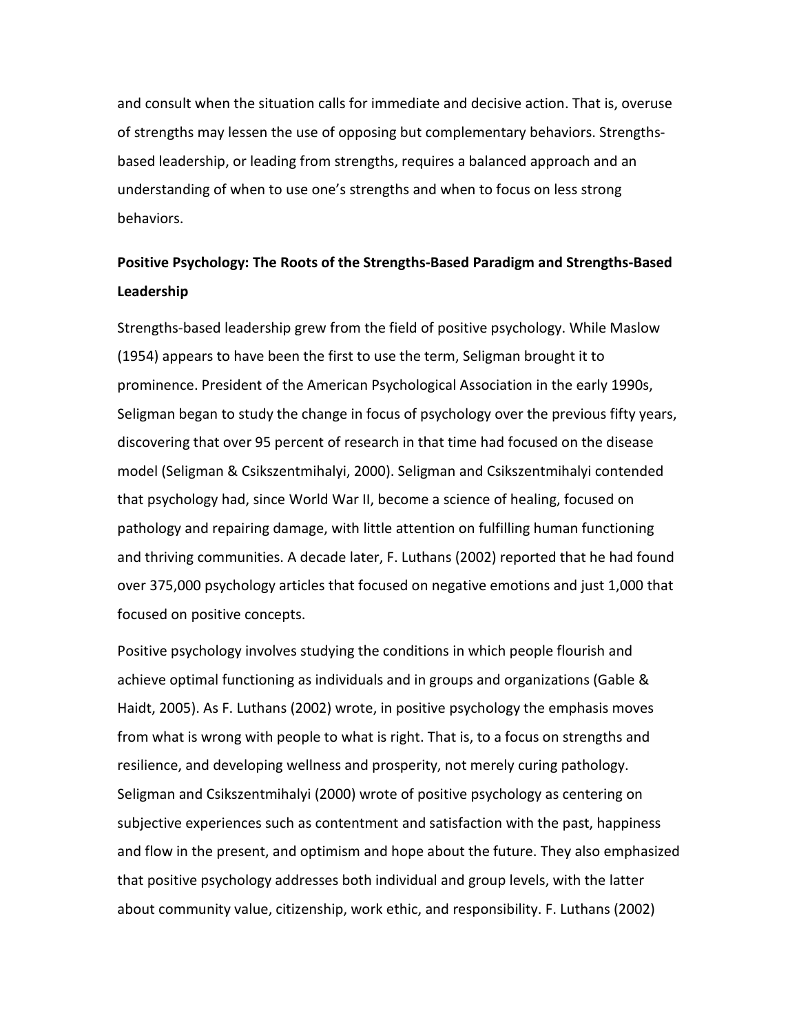and consult when the situation calls for immediate and decisive action. That is, overuse of strengths may lessen the use of opposing but complementary behaviors. Strengths-based leadership, or leading from strengths, requires a balanced approach and an understanding of when to use one's strengths and when to focus on less strong behaviors.

## Positive Psychology: The Roots of the Strengths-Based Paradigm and Strengths-Based Leadership

Strengths-based leadership grew from the field of positive psychology. While Maslow (1954) appears to have been the first to use the term, Seligman brought it to prominence. President of the American Psychological Association in the early 1990s, Seligman began to study the change in focus of psychology over the previous fifty years, discovering that over 95 percent of research in that time had focused on the disease model (Seligman & Csikszentmihalyi, 2000). Seligman and Csikszentmihalyi contended that psychology had, since World War II, become a science of healing, focused on pathology and repairing damage, with little attention on fulfilling human functioning and thriving communities. A decade later, F. Luthans (2002) reported that he had found over 375,000 psychology articles that focused on negative emotions and just 1,000 that focused on positive concepts.

Positive psychology involves studying the conditions in which people flourish and achieve optimal functioning as individuals and in groups and organizations (Gable & Haidt, 2005). As F. Luthans (2002) wrote, in positive psychology the emphasis moves from what is wrong with people to what is right. That is, to a focus on strengths and resilience, and developing wellness and prosperity, not merely curing pathology. Seligman and Csikszentmihalyi (2000) wrote of positive psychology as centering on subjective experiences such as contentment and satisfaction with the past, happiness and flow in the present, and optimism and hope about the future. They also emphasized that positive psychology addresses both individual and group levels, with the latter about community value, citizenship, work ethic, and responsibility. F. Luthans (2002)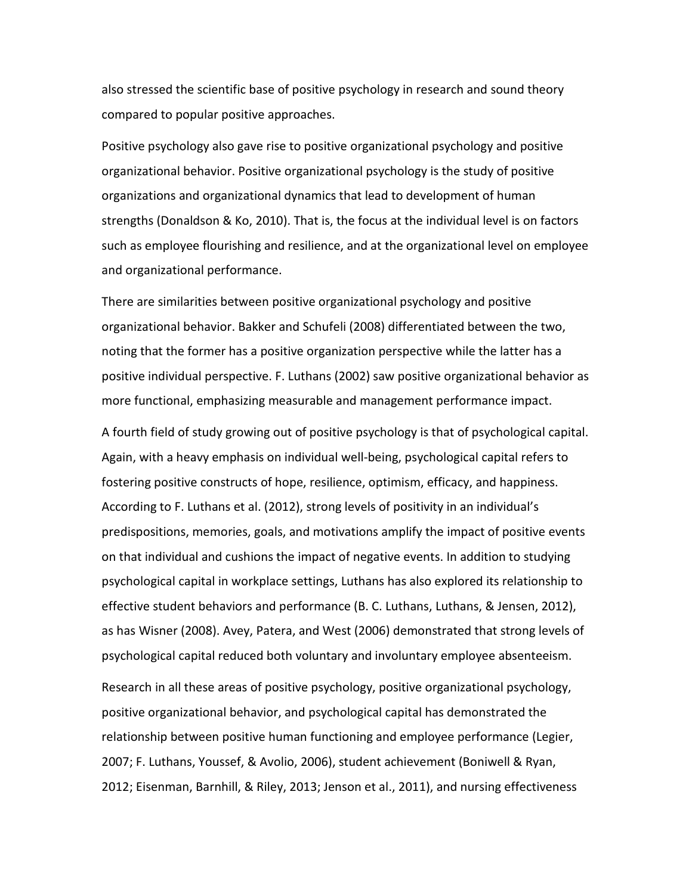also stressed the scientific base of positive psychology in research and sound theory compared to popular positive approaches.

Positive psychology also gave rise to positive organizational psychology and positive organizational behavior. Positive organizational psychology is the study of positive organizations and organizational dynamics that lead to development of human strengths (Donaldson & Ko, 2010). That is, the focus at the individual level is on factors such as employee flourishing and resilience, and at the organizational level on employee and organizational performance.

There are similarities between positive organizational psychology and positive organizational behavior. Bakker and Schufeli (2008) differentiated between the two, noting that the former has a positive organization perspective while the latter has a positive individual perspective. F. Luthans (2002) saw positive organizational behavior as more functional, emphasizing measurable and management performance impact.

A fourth field of study growing out of positive psychology is that of psychological capital. Again, with a heavy emphasis on individual well-being, psychological capital refers to fostering positive constructs of hope, resilience, optimism, efficacy, and happiness. According to F. Luthans et al. (2012), strong levels of positivity in an individual's predispositions, memories, goals, and motivations amplify the impact of positive events on that individual and cushions the impact of negative events. In addition to studying psychological capital in workplace settings, Luthans has also explored its relationship to effective student behaviors and performance (B. C. Luthans, Luthans, & Jensen, 2012), as has Wisner (2008). Avey, Patera, and West (2006) demonstrated that strong levels of psychological capital reduced both voluntary and involuntary employee absenteeism.

Research in all these areas of positive psychology, positive organizational psychology, positive organizational behavior, and psychological capital has demonstrated the relationship between positive human functioning and employee performance (Legier, 2007; F. Luthans, Youssef, & Avolio, 2006), student achievement (Boniwell & Ryan, 2012; Eisenman, Barnhill, & Riley, 2013; Jenson et al., 2011), and nursing effectiveness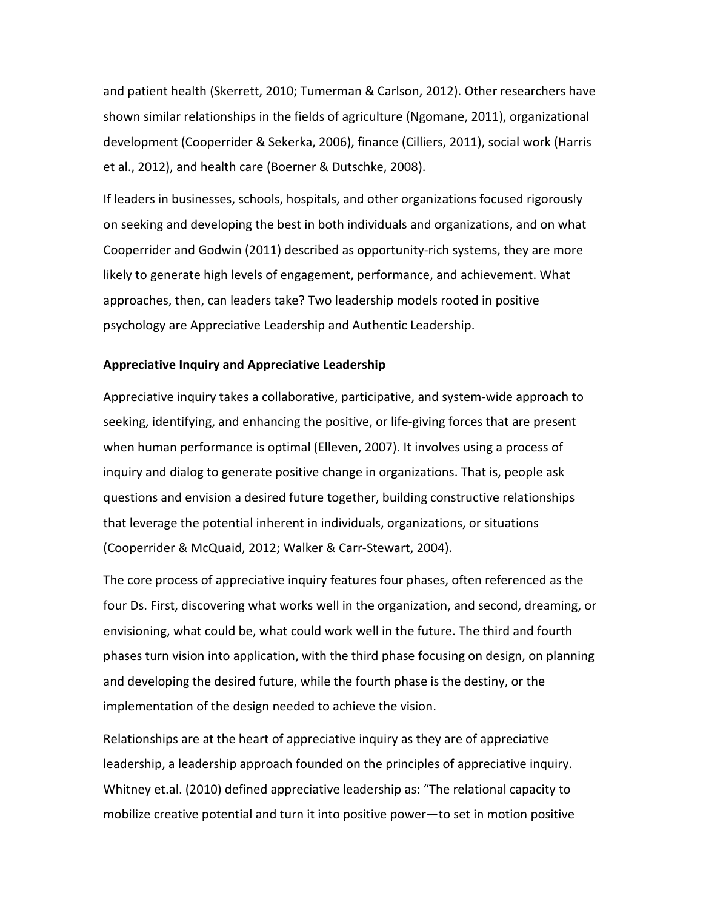and patient health (Skerrett, 2010; Tumerman & Carlson, 2012). Other researchers have shown similar relationships in the fields of agriculture (Ngomane, 2011), organizational development (Cooperrider & Sekerka, 2006), finance (Cilliers, 2011), social work (Harris et al., 2012), and health care (Boerner & Dutschke, 2008).

If leaders in businesses, schools, hospitals, and other organizations focused rigorously on seeking and developing the best in both individuals and organizations, and on what Cooperrider and Godwin (2011) described as opportunity-rich systems, they are more likely to generate high levels of engagement, performance, and achievement. What approaches, then, can leaders take? Two leadership models rooted in positive psychology are Appreciative Leadership and Authentic Leadership.

**Appreciative Inquiry and Appreciative Leadership**

Appreciative inquiry takes a collaborative, participative, and system-wide approach to seeking, identifying, and enhancing the positive, or life-giving forces that are present when human performance is optimal (Elleven, 2007). It involves using a process of inquiry and dialog to generate positive change in organizations. That is, people ask questions and envision a desired future together, building constructive relationships that leverage the potential inherent in individuals, organizations, or situations (Cooperrider & McQuaid, 2012; Walker & Carr-Stewart, 2004).

The core process of appreciative inquiry features four phases, often referenced as the four Ds. First, discovering what works well in the organization, and second, dreaming, or envisioning, what could be, what could work well in the future. The third and fourth phases turn vision into application, with the third phase focusing on design, on planning and developing the desired future, while the fourth phase is the destiny, or the implementation of the design needed to achieve the vision.

Relationships are at the heart of appreciative inquiry as they are of appreciative leadership, a leadership approach founded on the principles of appreciative inquiry. Whitney et.al. (2010) defined appreciative leadership as: "The relational capacity to mobilize creative potential and turn it into positive power—to set in motion positive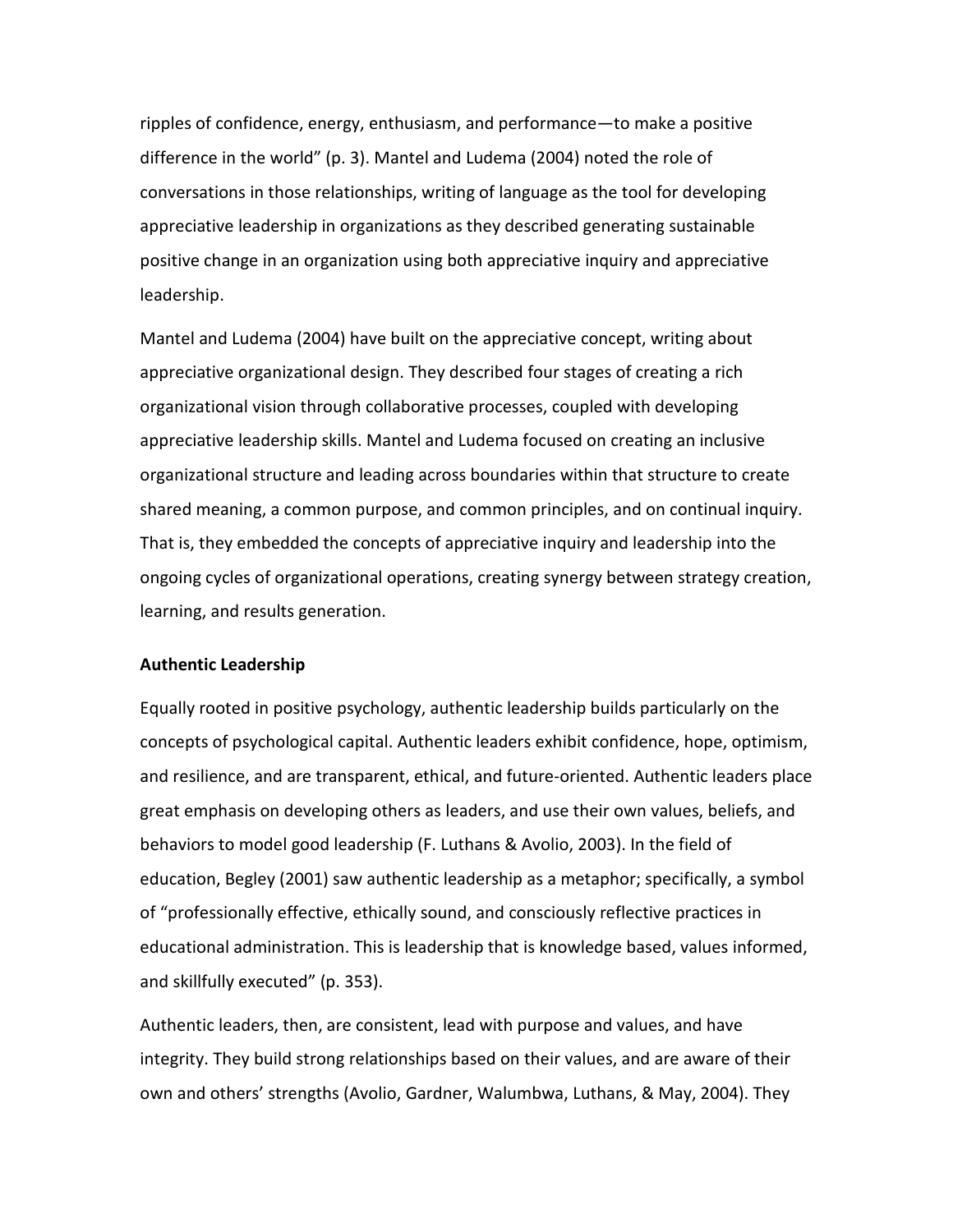ripples of confidence, energy, enthusiasm, and performance—to make a positive difference in the world" (p. 3). Mantel and Ludema (2004) noted the role of conversations in those relationships, writing of language as the tool for developing appreciative leadership in organizations as they described generating sustainable positive change in an organization using both appreciative inquiry and appreciative leadership.

Mantel and Ludema (2004) have built on the appreciative concept, writing about appreciative organizational design. They described four stages of creating a rich organizational vision through collaborative processes, coupled with developing appreciative leadership skills. Mantel and Ludema focused on creating an inclusive organizational structure and leading across boundaries within that structure to create shared meaning, a common purpose, and common principles, and on continual inquiry. That is, they embedded the concepts of appreciative inquiry and leadership into the ongoing cycles of organizational operations, creating synergy between strategy creation, learning, and results generation.

**Authentic Leadership**

Equally rooted in positive psychology, authentic leadership builds particularly on the concepts of psychological capital. Authentic leaders exhibit confidence, hope, optimism, and resilience, and are transparent, ethical, and future-oriented. Authentic leaders place great emphasis on developing others as leaders, and use their own values, beliefs, and behaviors to model good leadership (F. Luthans & Avolio, 2003). In the field of education, Begley (2001) saw authentic leadership as a metaphor; specifically, a symbol of "professionally effective, ethically sound, and consciously reflective practices in educational administration. This is leadership that is knowledge based, values informed, and skillfully executed" (p. 353).

Authentic leaders, then, are consistent, lead with purpose and values, and have integrity. They build strong relationships based on their values, and are aware of their own and others' strengths (Avolio, Gardner, Walumbwa, Luthans, & May, 2004). They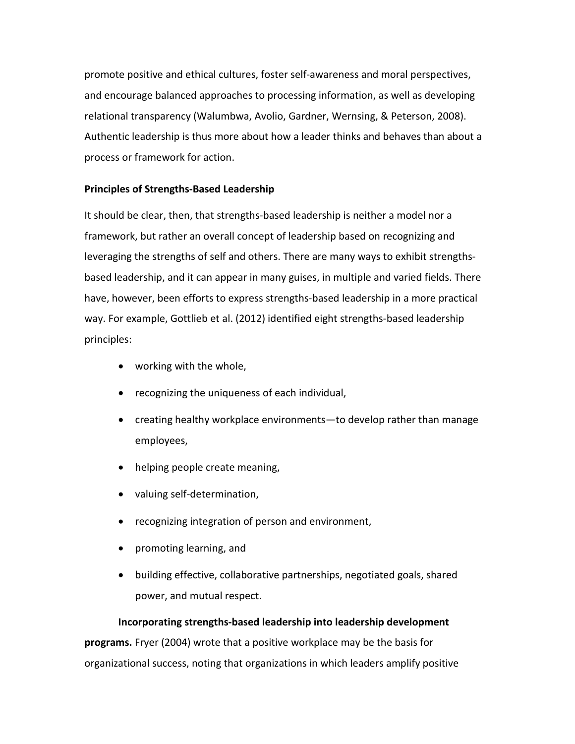promote positive and ethical cultures, foster self-awareness and moral perspectives, and encourage balanced approaches to processing information, as well as developing relational transparency (Walumbwa, Avolio, Gardner, Wernsing, & Peterson, 2008). Authentic leadership is thus more about how a leader thinks and behaves than about a process or framework for action.

## Principles of Strengths-Based Leadership

It should be clear, then, that strengths-based leadership is neither a model nor a framework, but rather an overall concept of leadership based on recognizing and leveraging the strengths of self and others. There are many ways to exhibit strengths-based leadership, and it can appear in many guises, in multiple and varied fields. There have, however, been efforts to express strengths-based leadership in a more practical way. For example, Gottlieb et al. (2012) identified eight strengths-based leadership principles:

- working with the whole,
- recognizing the uniqueness of each individual,
- creating healthy workplace environments—to develop rather than manage employees,
- helping people create meaning,
- valuing self-determination,
- recognizing integration of person and environment,
- promoting learning, and
- building effective, collaborative partnerships, negotiated goals, shared power, and mutual respect.

**Incorporating strengths-based leadership into leadership development programs.** Fryer (2004) wrote that a positive workplace may be the basis for organizational success, noting that organizations in which leaders amplify positive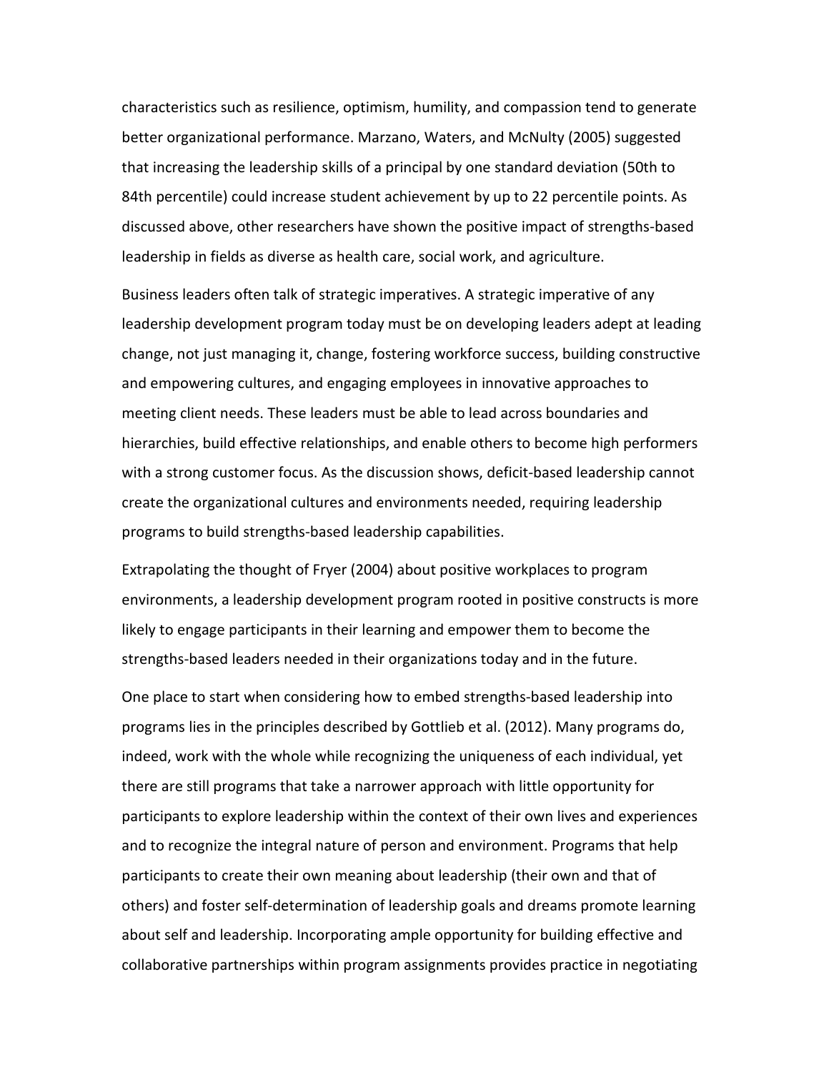characteristics such as resilience, optimism, humility, and compassion tend to generate better organizational performance. Marzano, Waters, and McNulty (2005) suggested that increasing the leadership skills of a principal by one standard deviation (50th to 84th percentile) could increase student achievement by up to 22 percentile points. As discussed above, other researchers have shown the positive impact of strengths-based leadership in fields as diverse as health care, social work, and agriculture.

Business leaders often talk of strategic imperatives. A strategic imperative of any leadership development program today must be on developing leaders adept at leading change, not just managing it, change, fostering workforce success, building constructive and empowering cultures, and engaging employees in innovative approaches to meeting client needs. These leaders must be able to lead across boundaries and hierarchies, build effective relationships, and enable others to become high performers with a strong customer focus. As the discussion shows, deficit-based leadership cannot create the organizational cultures and environments needed, requiring leadership programs to build strengths-based leadership capabilities.

Extrapolating the thought of Fryer (2004) about positive workplaces to program environments, a leadership development program rooted in positive constructs is more likely to engage participants in their learning and empower them to become the strengths-based leaders needed in their organizations today and in the future.

One place to start when considering how to embed strengths-based leadership into programs lies in the principles described by Gottlieb et al. (2012). Many programs do, indeed, work with the whole while recognizing the uniqueness of each individual, yet there are still programs that take a narrower approach with little opportunity for participants to explore leadership within the context of their own lives and experiences and to recognize the integral nature of person and environment. Programs that help participants to create their own meaning about leadership (their own and that of others) and foster self-determination of leadership goals and dreams promote learning about self and leadership. Incorporating ample opportunity for building effective and collaborative partnerships within program assignments provides practice in negotiating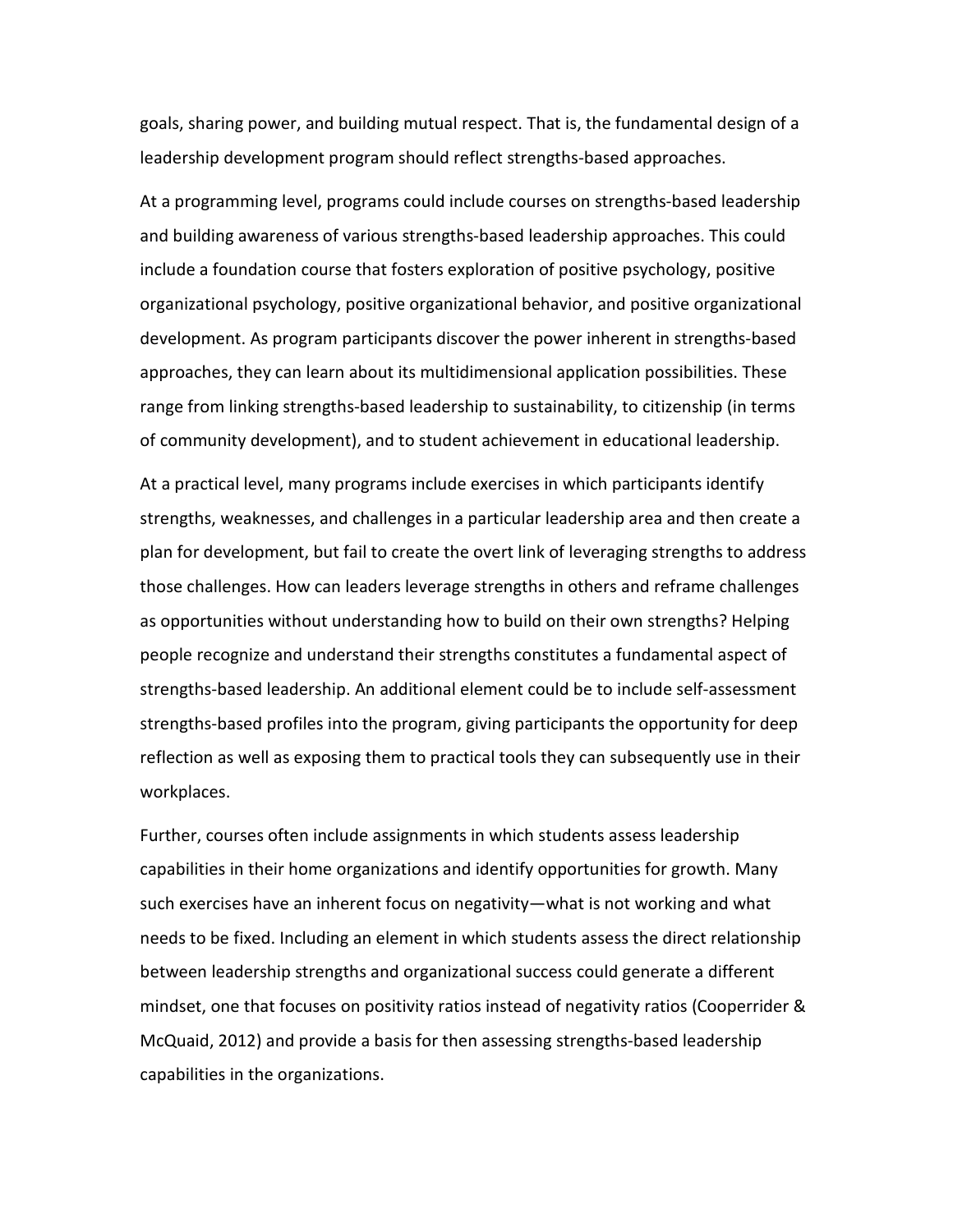goals, sharing power, and building mutual respect. That is, the fundamental design of a leadership development program should reflect strengths-based approaches.

At a programming level, programs could include courses on strengths-based leadership and building awareness of various strengths-based leadership approaches. This could include a foundation course that fosters exploration of positive psychology, positive organizational psychology, positive organizational behavior, and positive organizational development. As program participants discover the power inherent in strengths-based approaches, they can learn about its multidimensional application possibilities. These range from linking strengths-based leadership to sustainability, to citizenship (in terms of community development), and to student achievement in educational leadership.

At a practical level, many programs include exercises in which participants identify strengths, weaknesses, and challenges in a particular leadership area and then create a plan for development, but fail to create the overt link of leveraging strengths to address those challenges. How can leaders leverage strengths in others and reframe challenges as opportunities without understanding how to build on their own strengths? Helping people recognize and understand their strengths constitutes a fundamental aspect of strengths-based leadership. An additional element could be to include self-assessment strengths-based profiles into the program, giving participants the opportunity for deep reflection as well as exposing them to practical tools they can subsequently use in their workplaces.

Further, courses often include assignments in which students assess leadership capabilities in their home organizations and identify opportunities for growth. Many such exercises have an inherent focus on negativity—what is not working and what needs to be fixed. Including an element in which students assess the direct relationship between leadership strengths and organizational success could generate a different mindset, one that focuses on positivity ratios instead of negativity ratios (Cooperrider & McQuaid, 2012) and provide a basis for then assessing strengths-based leadership capabilities in the organizations.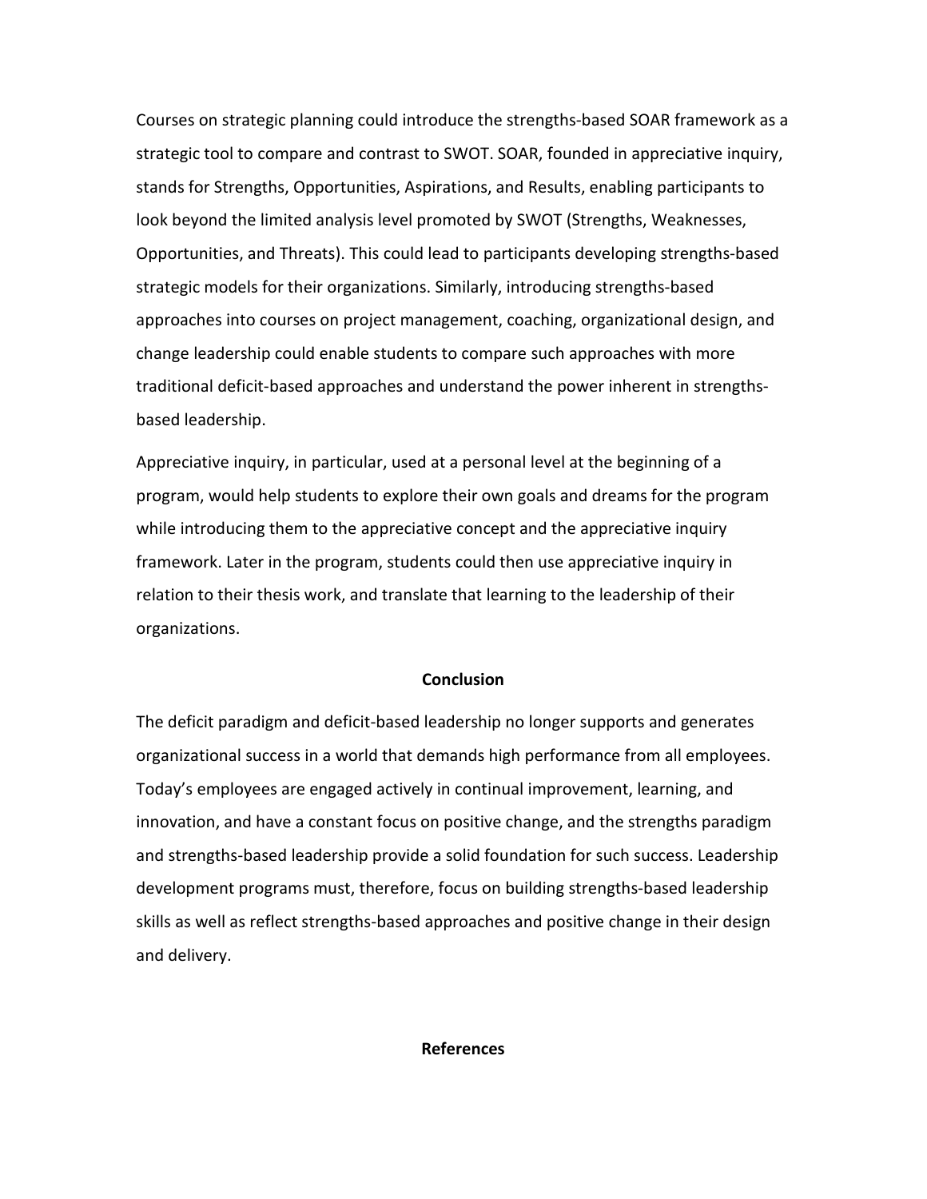Courses on strategic planning could introduce the strengths-based SOAR framework as a strategic tool to compare and contrast to SWOT. SOAR, founded in appreciative inquiry, stands for Strengths, Opportunities, Aspirations, and Results, enabling participants to look beyond the limited analysis level promoted by SWOT (Strengths, Weaknesses, Opportunities, and Threats). This could lead to participants developing strengths-based strategic models for their organizations. Similarly, introducing strengths-based approaches into courses on project management, coaching, organizational design, and change leadership could enable students to compare such approaches with more traditional deficit-based approaches and understand the power inherent in strengths-based leadership.

Appreciative inquiry, in particular, used at a personal level at the beginning of a program, would help students to explore their own goals and dreams for the program while introducing them to the appreciative concept and the appreciative inquiry framework. Later in the program, students could then use appreciative inquiry in relation to their thesis work, and translate that learning to the leadership of their organizations.

## Conclusion

The deficit paradigm and deficit-based leadership no longer supports and generates organizational success in a world that demands high performance from all employees. Today's employees are engaged actively in continual improvement, learning, and innovation, and have a constant focus on positive change, and the strengths paradigm and strengths-based leadership provide a solid foundation for such success. Leadership development programs must, therefore, focus on building strengths-based leadership skills as well as reflect strengths-based approaches and positive change in their design and delivery.

## References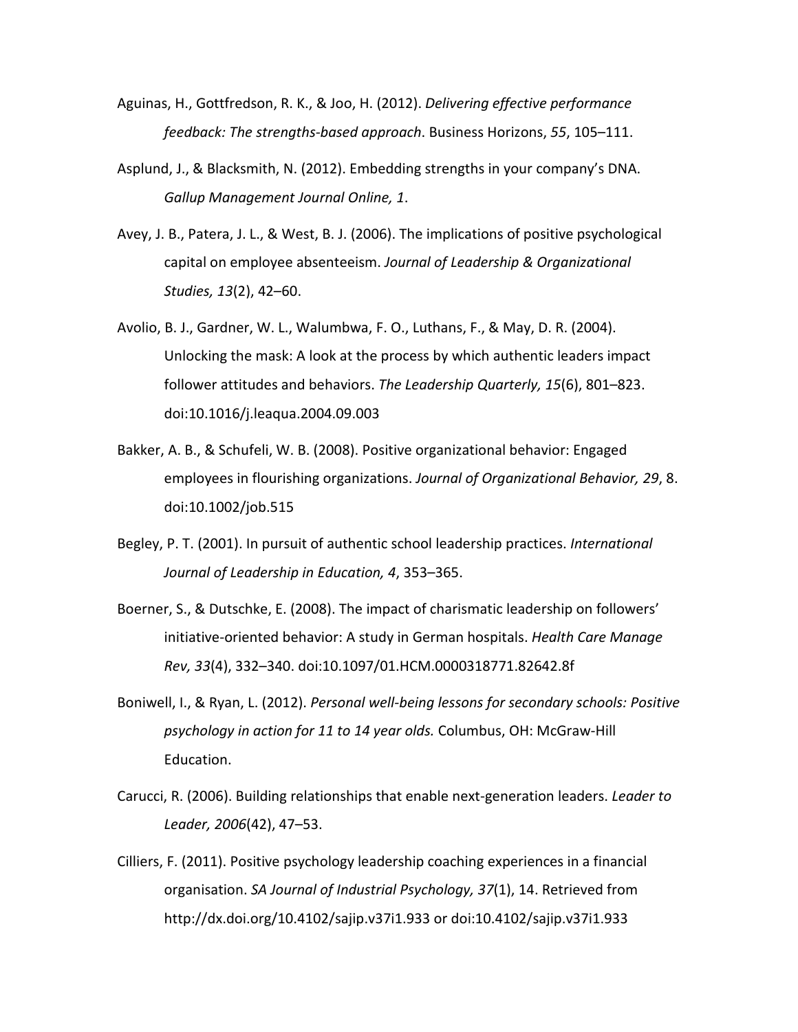Aguinas, H., Gottfredson, R. K., & Joo, H. (2012). *Delivering effective performance feedback: The strengths-based approach*. Business Horizons, *55*, 105–111.

Asplund, J., & Blacksmith, N. (2012). Embedding strengths in your company's DNA. *Gallup Management Journal Online, 1*.

Avey, J. B., Patera, J. L., & West, B. J. (2006). The implications of positive psychological capital on employee absenteeism. *Journal of Leadership & Organizational Studies, 13*(2), 42–60.

Avolio, B. J., Gardner, W. L., Walumbwa, F. O., Luthans, F., & May, D. R. (2004). Unlocking the mask: A look at the process by which authentic leaders impact follower attitudes and behaviors. *The Leadership Quarterly, 15*(6), 801–823. doi:10.1016/j.leaqua.2004.09.003

Bakker, A. B., & Schufeli, W. B. (2008). Positive organizational behavior: Engaged employees in flourishing organizations. *Journal of Organizational Behavior, 29*, 8. doi:10.1002/job.515

Begley, P. T. (2001). In pursuit of authentic school leadership practices. *International Journal of Leadership in Education, 4*, 353–365.

Boerner, S., & Dutschke, E. (2008). The impact of charismatic leadership on followers' initiative-oriented behavior: A study in German hospitals. *Health Care Manage Rev, 33*(4), 332–340. doi:10.1097/01.HCM.0000318771.82642.8f

Boniwell, I., & Ryan, L. (2012). *Personal well-being lessons for secondary schools: Positive psychology in action for 11 to 14 year olds.* Columbus, OH: McGraw-Hill Education.

Carucci, R. (2006). Building relationships that enable next-generation leaders. *Leader to Leader, 2006*(42), 47–53.

Cilliers, F. (2011). Positive psychology leadership coaching experiences in a financial organisation. *SA Journal of Industrial Psychology, 37*(1), 14. Retrieved from http://dx.doi.org/10.4102/sajip.v37i1.933 or doi:10.4102/sajip.v37i1.933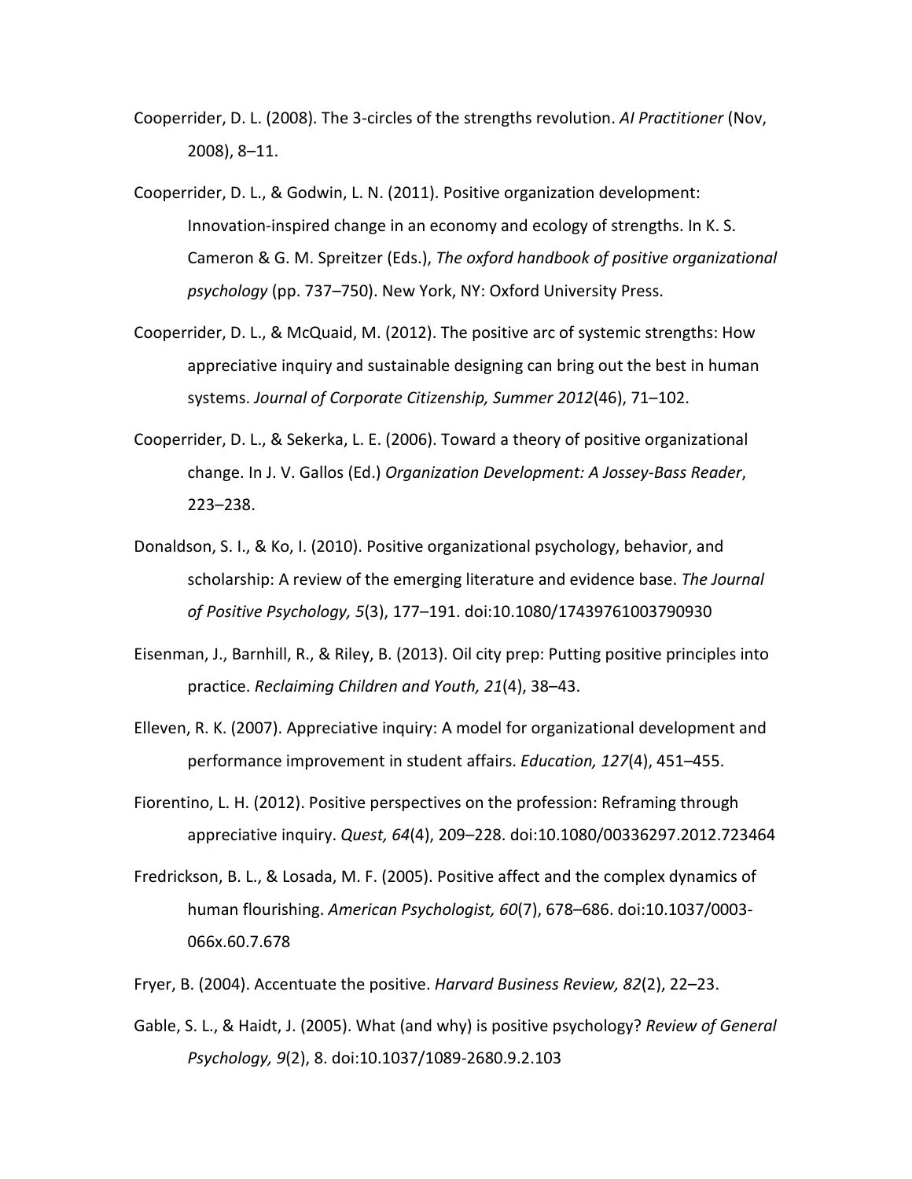Cooperrider, D. L. (2008). The 3-circles of the strengths revolution. *AI Practitioner* (Nov, 2008), 8–11.

Cooperrider, D. L., & Godwin, L. N. (2011). Positive organization development: Innovation-inspired change in an economy and ecology of strengths. In K. S. Cameron & G. M. Spreitzer (Eds.), *The oxford handbook of positive organizational psychology* (pp. 737–750). New York, NY: Oxford University Press.

Cooperrider, D. L., & McQuaid, M. (2012). The positive arc of systemic strengths: How appreciative inquiry and sustainable designing can bring out the best in human systems. *Journal of Corporate Citizenship, Summer 2012*(46), 71–102.

Cooperrider, D. L., & Sekerka, L. E. (2006). Toward a theory of positive organizational change. In J. V. Gallos (Ed.) *Organization Development: A Jossey-Bass Reader*, 223–238.

Donaldson, S. I., & Ko, I. (2010). Positive organizational psychology, behavior, and scholarship: A review of the emerging literature and evidence base. *The Journal of Positive Psychology, 5*(3), 177–191. doi:10.1080/17439761003790930

Eisenman, J., Barnhill, R., & Riley, B. (2013). Oil city prep: Putting positive principles into practice. *Reclaiming Children and Youth, 21*(4), 38–43.

Elleven, R. K. (2007). Appreciative inquiry: A model for organizational development and performance improvement in student affairs. *Education, 127*(4), 451–455.

Fiorentino, L. H. (2012). Positive perspectives on the profession: Reframing through appreciative inquiry. *Quest, 64*(4), 209–228. doi:10.1080/00336297.2012.723464

Fredrickson, B. L., & Losada, M. F. (2005). Positive affect and the complex dynamics of human flourishing. *American Psychologist, 60*(7), 678–686. doi:10.1037/0003-066x.60.7.678

Fryer, B. (2004). Accentuate the positive. *Harvard Business Review, 82*(2), 22–23.

Gable, S. L., & Haidt, J. (2005). What (and why) is positive psychology? *Review of General Psychology, 9*(2), 8. doi:10.1037/1089-2680.9.2.103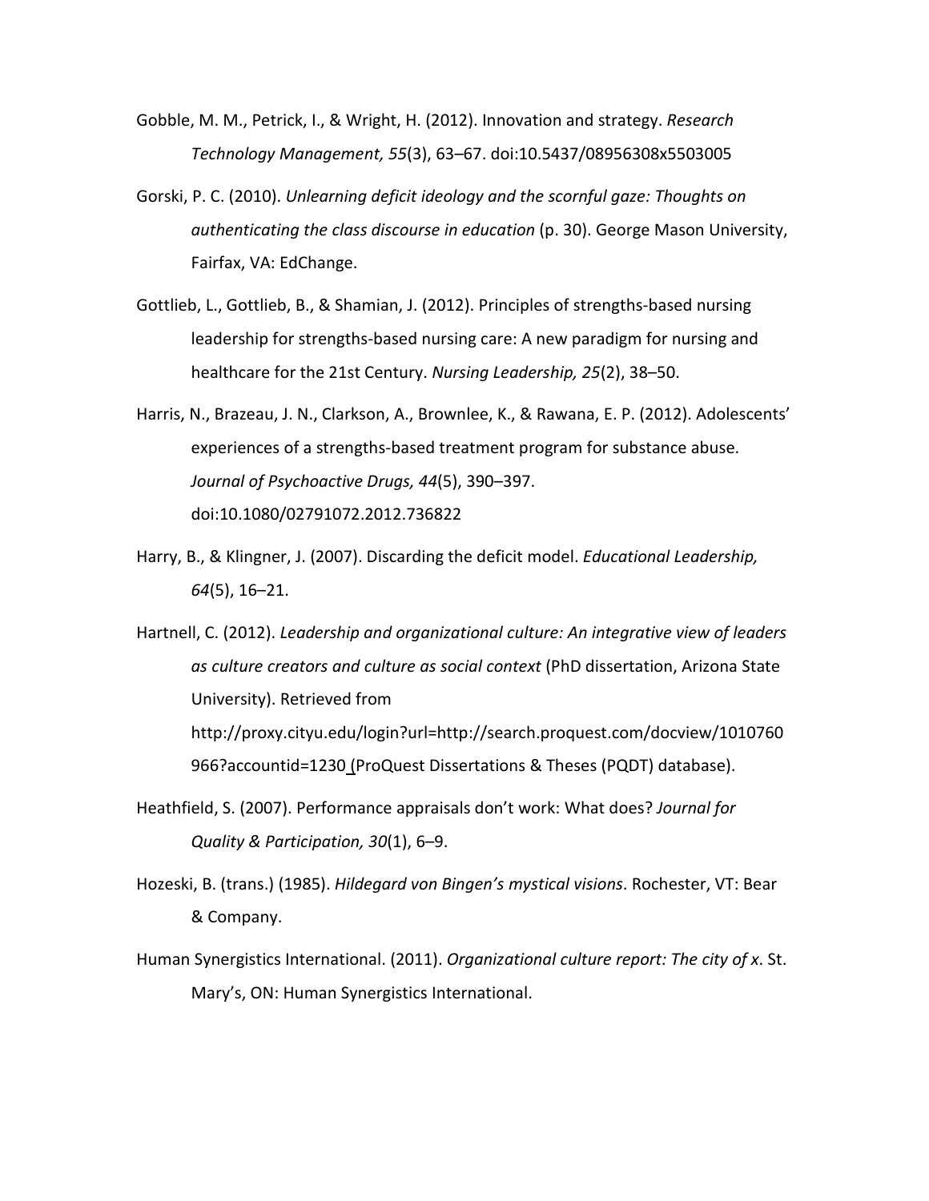Gobble, M. M., Petrick, I., & Wright, H. (2012). Innovation and strategy. *Research Technology Management, 55*(3), 63–67. doi:10.5437/08956308x5503005

Gorski, P. C. (2010). *Unlearning deficit ideology and the scornful gaze: Thoughts on authenticating the class discourse in education* (p. 30). George Mason University, Fairfax, VA: EdChange.

Gottlieb, L., Gottlieb, B., & Shamian, J. (2012). Principles of strengths-based nursing leadership for strengths-based nursing care: A new paradigm for nursing and healthcare for the 21st Century. *Nursing Leadership, 25*(2), 38–50.

Harris, N., Brazeau, J. N., Clarkson, A., Brownlee, K., & Rawana, E. P. (2012). Adolescents' experiences of a strengths-based treatment program for substance abuse. *Journal of Psychoactive Drugs, 44*(5), 390–397. doi:10.1080/02791072.2012.736822

Harry, B., & Klingner, J. (2007). Discarding the deficit model. *Educational Leadership, 64*(5), 16–21.

Hartnell, C. (2012). *Leadership and organizational culture: An integrative view of leaders as culture creators and culture as social context* (PhD dissertation, Arizona State University). Retrieved from http://proxy.cityu.edu/login?url=http://search.proquest.com/docview/1010760966?accountid=1230 (ProQuest Dissertations & Theses (PQDT) database).

Heathfield, S. (2007). Performance appraisals don't work: What does? *Journal for Quality & Participation, 30*(1), 6–9.

Hozeski, B. (trans.) (1985). *Hildegard von Bingen's mystical visions*. Rochester, VT: Bear & Company.

Human Synergistics International. (2011). *Organizational culture report: The city of x*. St. Mary's, ON: Human Synergistics International.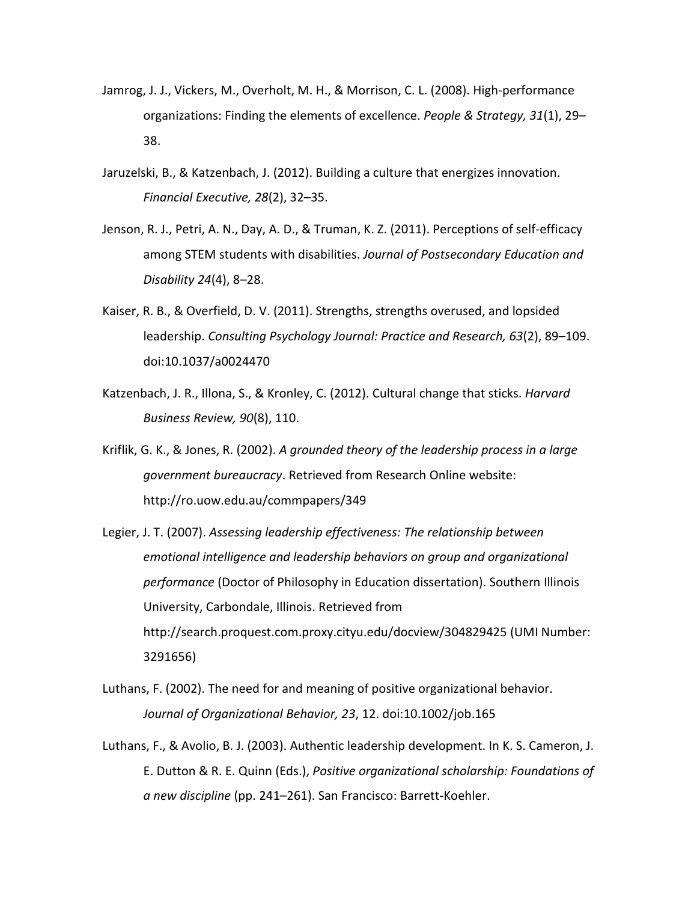Jamrog, J. J., Vickers, M., Overholt, M. H., & Morrison, C. L. (2008). High-performance organizations: Finding the elements of excellence. *People & Strategy, 31*(1), 29–38.

Jaruzelski, B., & Katzenbach, J. (2012). Building a culture that energizes innovation. *Financial Executive, 28*(2), 32–35.

Jenson, R. J., Petri, A. N., Day, A. D., & Truman, K. Z. (2011). Perceptions of self-efficacy among STEM students with disabilities. *Journal of Postsecondary Education and Disability 24*(4), 8–28.

Kaiser, R. B., & Overfield, D. V. (2011). Strengths, strengths overused, and lopsided leadership. *Consulting Psychology Journal: Practice and Research, 63*(2), 89–109. doi:10.1037/a0024470

Katzenbach, J. R., Illona, S., & Kronley, C. (2012). Cultural change that sticks. *Harvard Business Review, 90*(8), 110.

Kriflik, G. K., & Jones, R. (2002). *A grounded theory of the leadership process in a large government bureaucracy*. Retrieved from Research Online website: http://ro.uow.edu.au/commpapers/349

Legier, J. T. (2007). *Assessing leadership effectiveness: The relationship between emotional intelligence and leadership behaviors on group and organizational performance* (Doctor of Philosophy in Education dissertation). Southern Illinois University, Carbondale, Illinois. Retrieved from http://search.proquest.com.proxy.cityu.edu/docview/304829425 (UMI Number: 3291656)

Luthans, F. (2002). The need for and meaning of positive organizational behavior. *Journal of Organizational Behavior, 23*, 12. doi:10.1002/job.165

Luthans, F., & Avolio, B. J. (2003). Authentic leadership development. In K. S. Cameron, J. E. Dutton & R. E. Quinn (Eds.), *Positive organizational scholarship: Foundations of a new discipline* (pp. 241–261). San Francisco: Barrett-Koehler.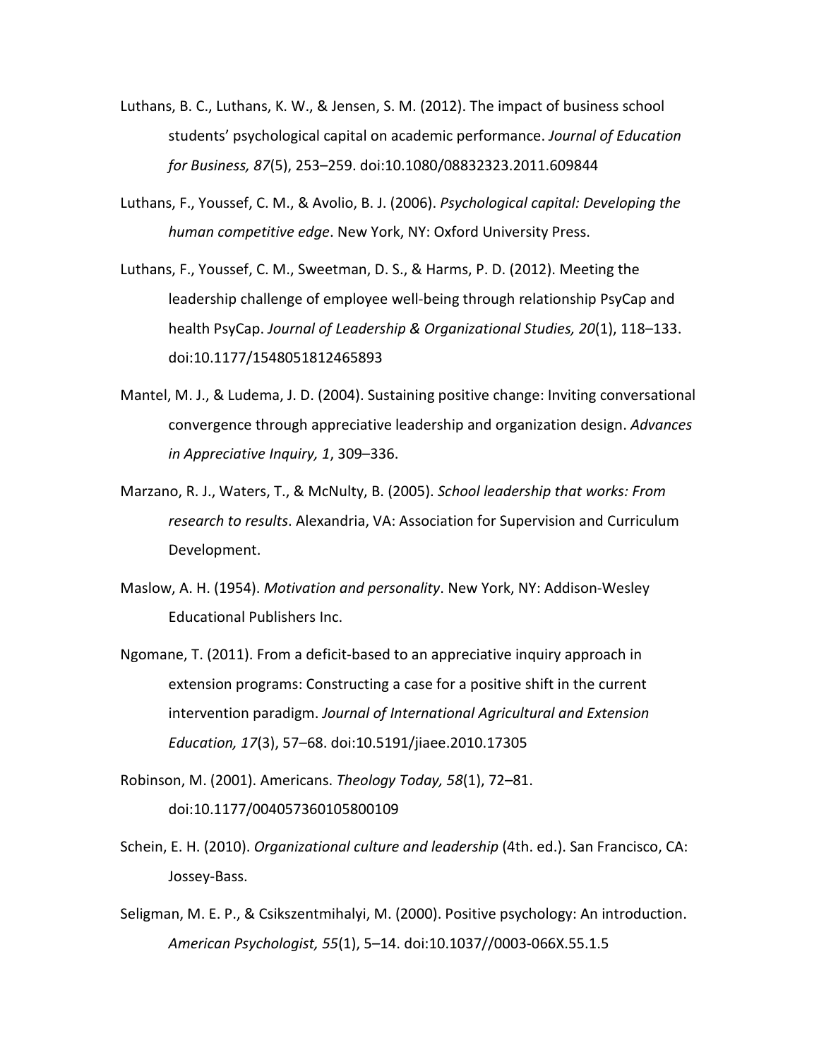Luthans, B. C., Luthans, K. W., & Jensen, S. M. (2012). The impact of business school students' psychological capital on academic performance. *Journal of Education for Business, 87*(5), 253–259. doi:10.1080/08832323.2011.609844

Luthans, F., Youssef, C. M., & Avolio, B. J. (2006). *Psychological capital: Developing the human competitive edge*. New York, NY: Oxford University Press.

Luthans, F., Youssef, C. M., Sweetman, D. S., & Harms, P. D. (2012). Meeting the leadership challenge of employee well-being through relationship PsyCap and health PsyCap. *Journal of Leadership & Organizational Studies, 20*(1), 118–133. doi:10.1177/1548051812465893

Mantel, M. J., & Ludema, J. D. (2004). Sustaining positive change: Inviting conversational convergence through appreciative leadership and organization design. *Advances in Appreciative Inquiry, 1*, 309–336.

Marzano, R. J., Waters, T., & McNulty, B. (2005). *School leadership that works: From research to results*. Alexandria, VA: Association for Supervision and Curriculum Development.

Maslow, A. H. (1954). *Motivation and personality*. New York, NY: Addison-Wesley Educational Publishers Inc.

Ngomane, T. (2011). From a deficit-based to an appreciative inquiry approach in extension programs: Constructing a case for a positive shift in the current intervention paradigm. *Journal of International Agricultural and Extension Education, 17*(3), 57–68. doi:10.5191/jiaee.2010.17305

Robinson, M. (2001). Americans. *Theology Today, 58*(1), 72–81. doi:10.1177/004057360105800109

Schein, E. H. (2010). *Organizational culture and leadership* (4th. ed.). San Francisco, CA: Jossey-Bass.

Seligman, M. E. P., & Csikszentmihalyi, M. (2000). Positive psychology: An introduction. *American Psychologist, 55*(1), 5–14. doi:10.1037//0003-066X.55.1.5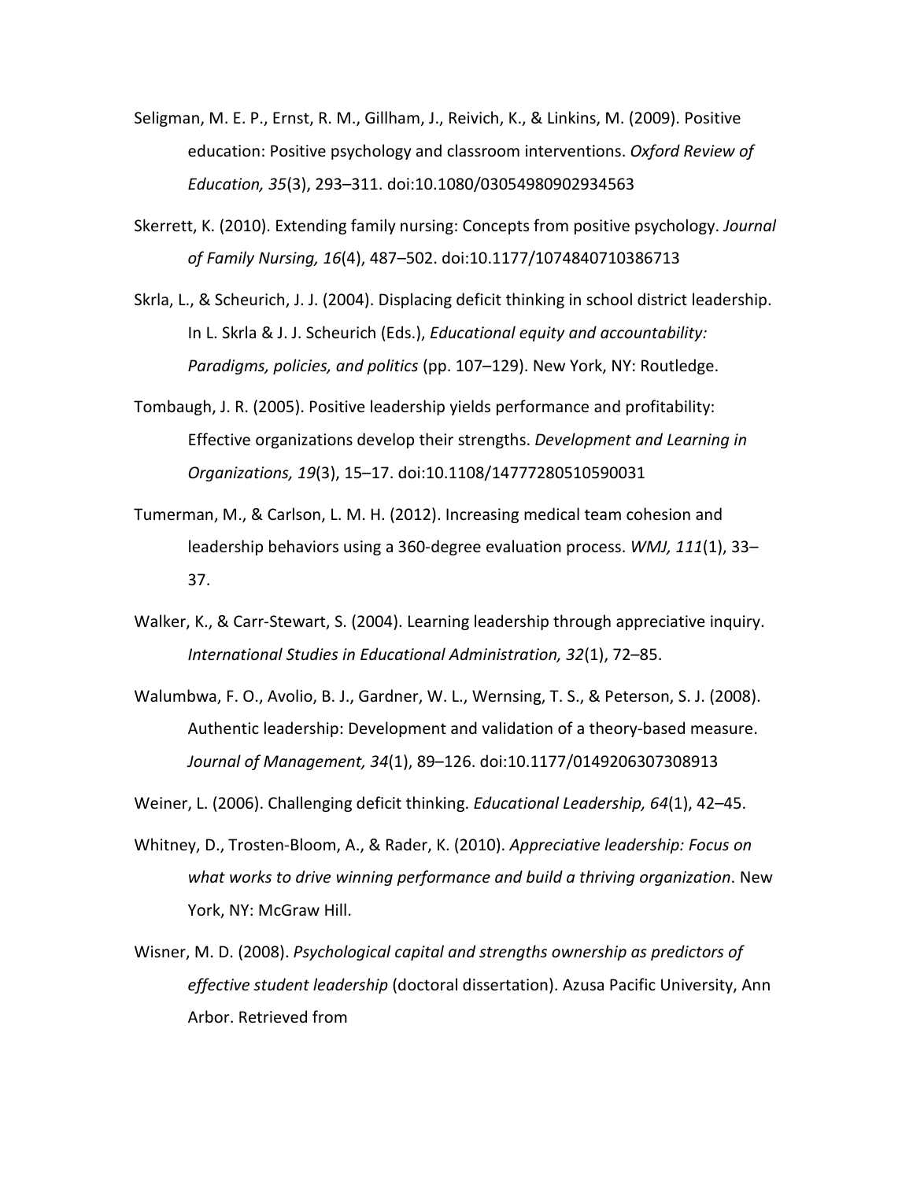Seligman, M. E. P., Ernst, R. M., Gillham, J., Reivich, K., & Linkins, M. (2009). Positive education: Positive psychology and classroom interventions. *Oxford Review of Education, 35*(3), 293–311. doi:10.1080/03054980902934563

Skerrett, K. (2010). Extending family nursing: Concepts from positive psychology. *Journal of Family Nursing, 16*(4), 487–502. doi:10.1177/1074840710386713

Skrla, L., & Scheurich, J. J. (2004). Displacing deficit thinking in school district leadership. In L. Skrla & J. J. Scheurich (Eds.), *Educational equity and accountability: Paradigms, policies, and politics* (pp. 107–129). New York, NY: Routledge.

Tombaugh, J. R. (2005). Positive leadership yields performance and profitability: Effective organizations develop their strengths. *Development and Learning in Organizations, 19*(3), 15–17. doi:10.1108/14777280510590031

Tumerman, M., & Carlson, L. M. H. (2012). Increasing medical team cohesion and leadership behaviors using a 360-degree evaluation process. *WMJ, 111*(1), 33–37.

Walker, K., & Carr-Stewart, S. (2004). Learning leadership through appreciative inquiry. *International Studies in Educational Administration, 32*(1), 72–85.

Walumbwa, F. O., Avolio, B. J., Gardner, W. L., Wernsing, T. S., & Peterson, S. J. (2008). Authentic leadership: Development and validation of a theory-based measure. *Journal of Management, 34*(1), 89–126. doi:10.1177/0149206307308913

Weiner, L. (2006). Challenging deficit thinking. *Educational Leadership, 64*(1), 42–45.

Whitney, D., Trosten-Bloom, A., & Rader, K. (2010). *Appreciative leadership: Focus on what works to drive winning performance and build a thriving organization*. New York, NY: McGraw Hill.

Wisner, M. D. (2008). *Psychological capital and strengths ownership as predictors of effective student leadership* (doctoral dissertation). Azusa Pacific University, Ann Arbor. Retrieved from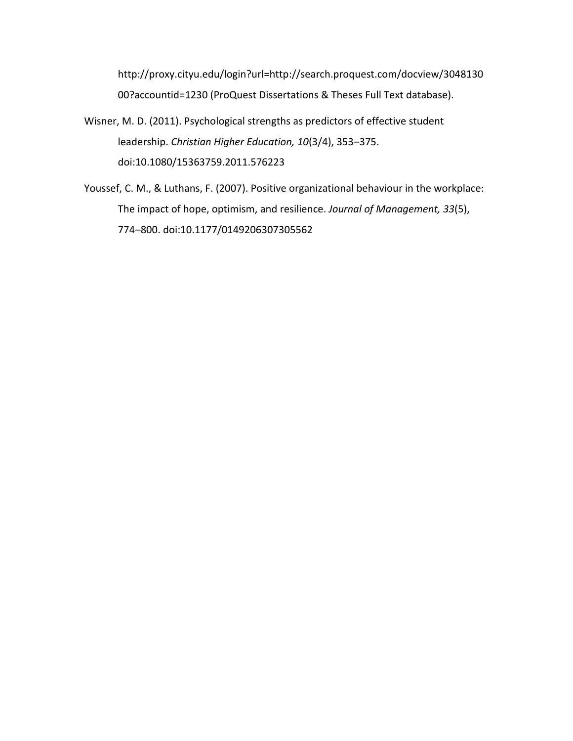http://proxy.cityu.edu/login?url=http://search.proquest.com/docview/304813000?accountid=1230 (ProQuest Dissertations & Theses Full Text database).

Wisner, M. D. (2011). Psychological strengths as predictors of effective student leadership. *Christian Higher Education, 10*(3/4), 353–375. doi:10.1080/15363759.2011.576223

Youssef, C. M., & Luthans, F. (2007). Positive organizational behaviour in the workplace: The impact of hope, optimism, and resilience. *Journal of Management, 33*(5), 774–800. doi:10.1177/0149206307305562